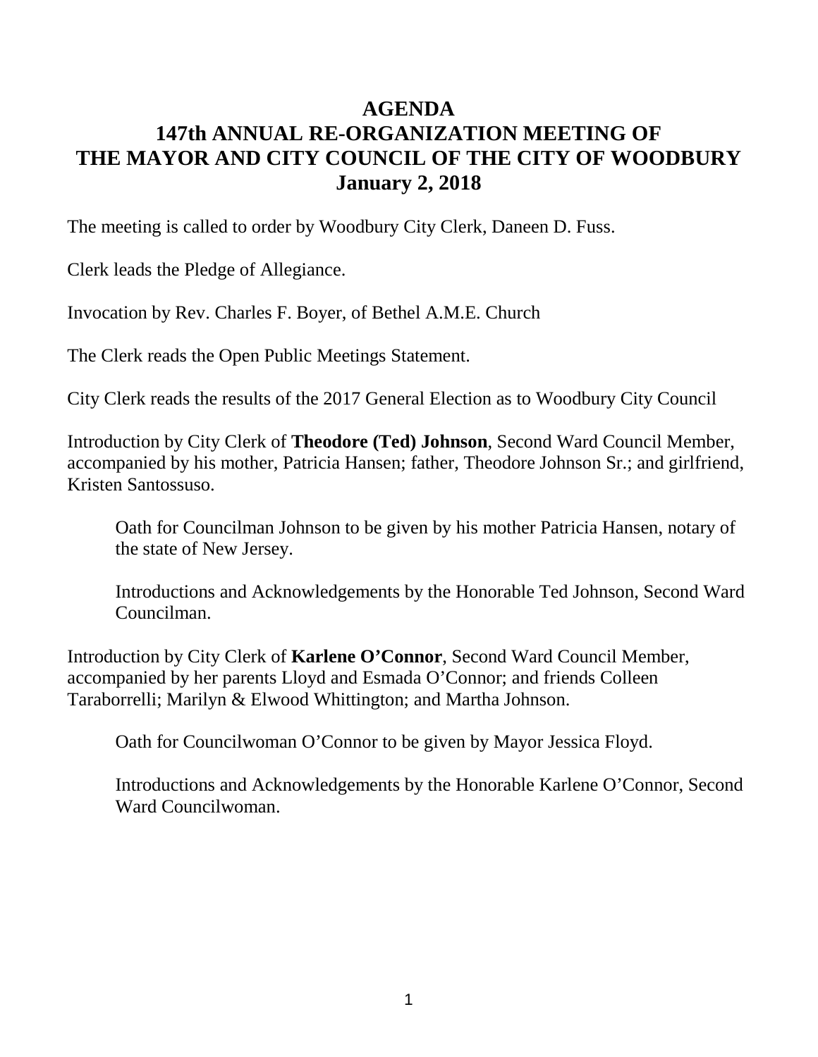# AGENDA
# 147th ANNUAL RE-ORGANIZATION MEETING OF THE MAYOR AND CITY COUNCIL OF THE CITY OF WOODBURY
# January 2, 2018

The meeting is called to order by Woodbury City Clerk, Daneen D. Fuss.

Clerk leads the Pledge of Allegiance.

Invocation by Rev. Charles F. Boyer, of Bethel A.M.E. Church

The Clerk reads the Open Public Meetings Statement.

City Clerk reads the results of the 2017 General Election as to Woodbury City Council

Introduction by City Clerk of **Theodore (Ted) Johnson**, Second Ward Council Member, accompanied by his mother, Patricia Hansen; father, Theodore Johnson Sr.; and girlfriend, Kristen Santossuso.

> Oath for Councilman Johnson to be given by his mother Patricia Hansen, notary of the state of New Jersey.
>
> Introductions and Acknowledgements by the Honorable Ted Johnson, Second Ward Councilman.

Introduction by City Clerk of **Karlene O'Connor**, Second Ward Council Member, accompanied by her parents Lloyd and Esmada O'Connor; and friends Colleen Taraborrelli; Marilyn & Elwood Whittington; and Martha Johnson.

> Oath for Councilwoman O'Connor to be given by Mayor Jessica Floyd.
>
> Introductions and Acknowledgements by the Honorable Karlene O'Connor, Second Ward Councilwoman.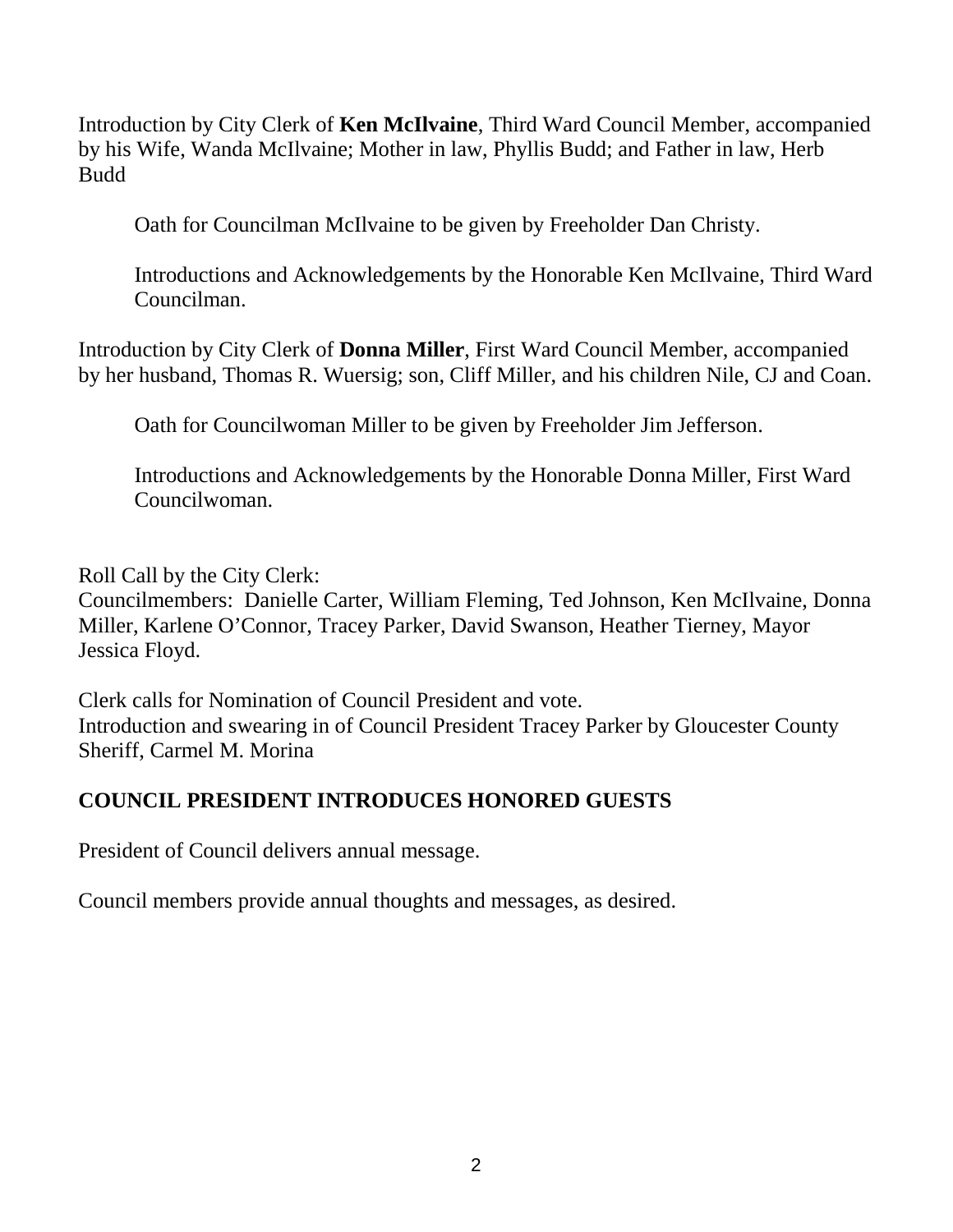Introduction by City Clerk of **Ken McIlvaine**, Third Ward Council Member, accompanied by his Wife, Wanda McIlvaine; Mother in law, Phyllis Budd; and Father in law, Herb Budd

Oath for Councilman McIlvaine to be given by Freeholder Dan Christy.

Introductions and Acknowledgements by the Honorable Ken McIlvaine, Third Ward Councilman.

Introduction by City Clerk of **Donna Miller**, First Ward Council Member, accompanied by her husband, Thomas R. Wuersig; son, Cliff Miller, and his children Nile, CJ and Coan.

Oath for Councilwoman Miller to be given by Freeholder Jim Jefferson.

Introductions and Acknowledgements by the Honorable Donna Miller, First Ward Councilwoman.

Roll Call by the City Clerk:
Councilmembers: Danielle Carter, William Fleming, Ted Johnson, Ken McIlvaine, Donna Miller, Karlene O'Connor, Tracey Parker, David Swanson, Heather Tierney, Mayor Jessica Floyd.

Clerk calls for Nomination of Council President and vote.
Introduction and swearing in of Council President Tracey Parker by Gloucester County Sheriff, Carmel M. Morina

**COUNCIL PRESIDENT INTRODUCES HONORED GUESTS**

President of Council delivers annual message.

Council members provide annual thoughts and messages, as desired.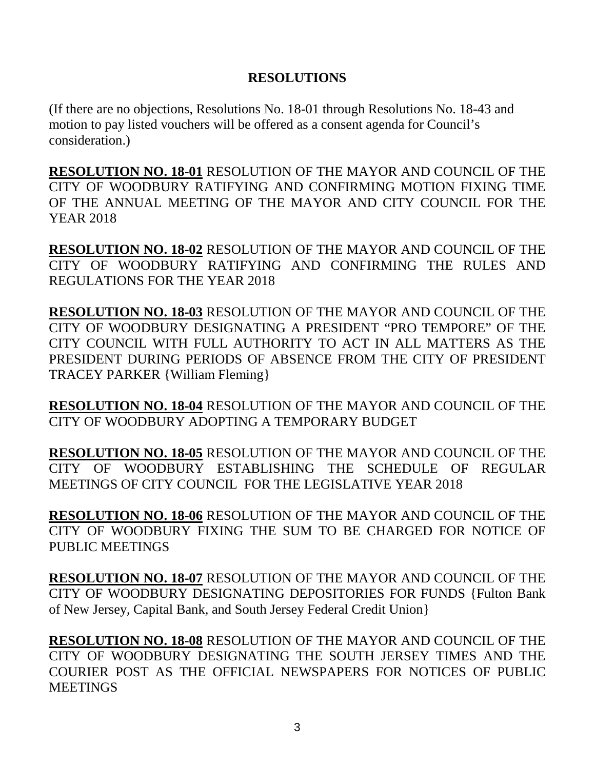## RESOLUTIONS

(If there are no objections, Resolutions No. 18-01 through Resolutions No. 18-43 and motion to pay listed vouchers will be offered as a consent agenda for Council's consideration.)

**RESOLUTION NO. 18-01** RESOLUTION OF THE MAYOR AND COUNCIL OF THE CITY OF WOODBURY RATIFYING AND CONFIRMING MOTION FIXING TIME OF THE ANNUAL MEETING OF THE MAYOR AND CITY COUNCIL FOR THE YEAR 2018

**RESOLUTION NO. 18-02** RESOLUTION OF THE MAYOR AND COUNCIL OF THE CITY OF WOODBURY RATIFYING AND CONFIRMING THE RULES AND REGULATIONS FOR THE YEAR 2018

**RESOLUTION NO. 18-03** RESOLUTION OF THE MAYOR AND COUNCIL OF THE CITY OF WOODBURY DESIGNATING A PRESIDENT "PRO TEMPORE" OF THE CITY COUNCIL WITH FULL AUTHORITY TO ACT IN ALL MATTERS AS THE PRESIDENT DURING PERIODS OF ABSENCE FROM THE CITY OF PRESIDENT TRACEY PARKER {William Fleming}

**RESOLUTION NO. 18-04** RESOLUTION OF THE MAYOR AND COUNCIL OF THE CITY OF WOODBURY ADOPTING A TEMPORARY BUDGET

**RESOLUTION NO. 18-05** RESOLUTION OF THE MAYOR AND COUNCIL OF THE CITY OF WOODBURY ESTABLISHING THE SCHEDULE OF REGULAR MEETINGS OF CITY COUNCIL FOR THE LEGISLATIVE YEAR 2018

**RESOLUTION NO. 18-06** RESOLUTION OF THE MAYOR AND COUNCIL OF THE CITY OF WOODBURY FIXING THE SUM TO BE CHARGED FOR NOTICE OF PUBLIC MEETINGS

**RESOLUTION NO. 18-07** RESOLUTION OF THE MAYOR AND COUNCIL OF THE CITY OF WOODBURY DESIGNATING DEPOSITORIES FOR FUNDS {Fulton Bank of New Jersey, Capital Bank, and South Jersey Federal Credit Union}

**RESOLUTION NO. 18-08** RESOLUTION OF THE MAYOR AND COUNCIL OF THE CITY OF WOODBURY DESIGNATING THE SOUTH JERSEY TIMES AND THE COURIER POST AS THE OFFICIAL NEWSPAPERS FOR NOTICES OF PUBLIC MEETINGS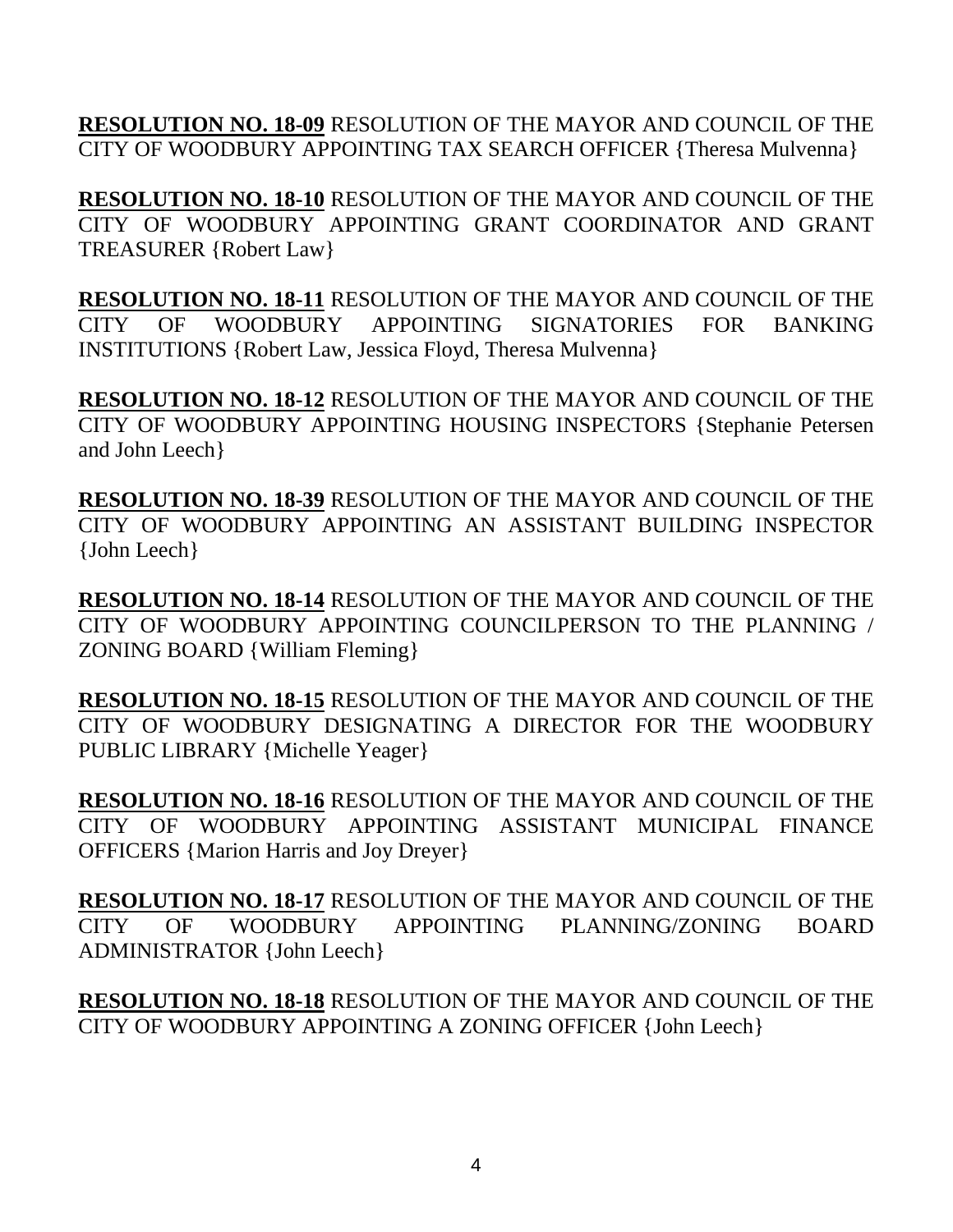**RESOLUTION NO. 18-09** RESOLUTION OF THE MAYOR AND COUNCIL OF THE CITY OF WOODBURY APPOINTING TAX SEARCH OFFICER {Theresa Mulvenna}

**RESOLUTION NO. 18-10** RESOLUTION OF THE MAYOR AND COUNCIL OF THE CITY OF WOODBURY APPOINTING GRANT COORDINATOR AND GRANT TREASURER {Robert Law}

**RESOLUTION NO. 18-11** RESOLUTION OF THE MAYOR AND COUNCIL OF THE CITY OF WOODBURY APPOINTING SIGNATORIES FOR BANKING INSTITUTIONS {Robert Law, Jessica Floyd, Theresa Mulvenna}

**RESOLUTION NO. 18-12** RESOLUTION OF THE MAYOR AND COUNCIL OF THE CITY OF WOODBURY APPOINTING HOUSING INSPECTORS {Stephanie Petersen and John Leech}

**RESOLUTION NO. 18-39** RESOLUTION OF THE MAYOR AND COUNCIL OF THE CITY OF WOODBURY APPOINTING AN ASSISTANT BUILDING INSPECTOR {John Leech}

**RESOLUTION NO. 18-14** RESOLUTION OF THE MAYOR AND COUNCIL OF THE CITY OF WOODBURY APPOINTING COUNCILPERSON TO THE PLANNING / ZONING BOARD {William Fleming}

**RESOLUTION NO. 18-15** RESOLUTION OF THE MAYOR AND COUNCIL OF THE CITY OF WOODBURY DESIGNATING A DIRECTOR FOR THE WOODBURY PUBLIC LIBRARY {Michelle Yeager}

**RESOLUTION NO. 18-16** RESOLUTION OF THE MAYOR AND COUNCIL OF THE CITY OF WOODBURY APPOINTING ASSISTANT MUNICIPAL FINANCE OFFICERS {Marion Harris and Joy Dreyer}

**RESOLUTION NO. 18-17** RESOLUTION OF THE MAYOR AND COUNCIL OF THE CITY OF WOODBURY APPOINTING PLANNING/ZONING BOARD ADMINISTRATOR {John Leech}

**RESOLUTION NO. 18-18** RESOLUTION OF THE MAYOR AND COUNCIL OF THE CITY OF WOODBURY APPOINTING A ZONING OFFICER {John Leech}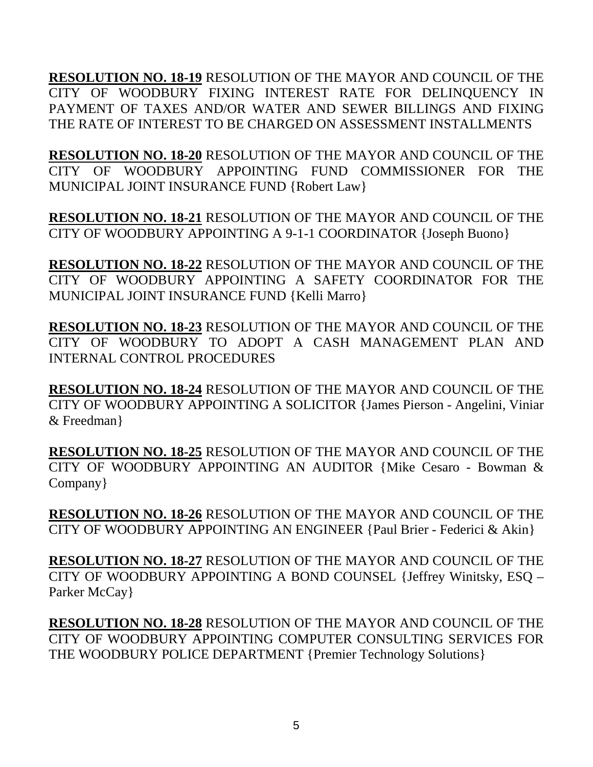**RESOLUTION NO. 18-19** RESOLUTION OF THE MAYOR AND COUNCIL OF THE CITY OF WOODBURY FIXING INTEREST RATE FOR DELINQUENCY IN PAYMENT OF TAXES AND/OR WATER AND SEWER BILLINGS AND FIXING THE RATE OF INTEREST TO BE CHARGED ON ASSESSMENT INSTALLMENTS

**RESOLUTION NO. 18-20** RESOLUTION OF THE MAYOR AND COUNCIL OF THE CITY OF WOODBURY APPOINTING FUND COMMISSIONER FOR THE MUNICIPAL JOINT INSURANCE FUND {Robert Law}

**RESOLUTION NO. 18-21** RESOLUTION OF THE MAYOR AND COUNCIL OF THE CITY OF WOODBURY APPOINTING A 9-1-1 COORDINATOR {Joseph Buono}

**RESOLUTION NO. 18-22** RESOLUTION OF THE MAYOR AND COUNCIL OF THE CITY OF WOODBURY APPOINTING A SAFETY COORDINATOR FOR THE MUNICIPAL JOINT INSURANCE FUND {Kelli Marro}

**RESOLUTION NO. 18-23** RESOLUTION OF THE MAYOR AND COUNCIL OF THE CITY OF WOODBURY TO ADOPT A CASH MANAGEMENT PLAN AND INTERNAL CONTROL PROCEDURES

**RESOLUTION NO. 18-24** RESOLUTION OF THE MAYOR AND COUNCIL OF THE CITY OF WOODBURY APPOINTING A SOLICITOR {James Pierson - Angelini, Viniar & Freedman}

**RESOLUTION NO. 18-25** RESOLUTION OF THE MAYOR AND COUNCIL OF THE CITY OF WOODBURY APPOINTING AN AUDITOR {Mike Cesaro - Bowman & Company}

**RESOLUTION NO. 18-26** RESOLUTION OF THE MAYOR AND COUNCIL OF THE CITY OF WOODBURY APPOINTING AN ENGINEER {Paul Brier - Federici & Akin}

**RESOLUTION NO. 18-27** RESOLUTION OF THE MAYOR AND COUNCIL OF THE CITY OF WOODBURY APPOINTING A BOND COUNSEL {Jeffrey Winitsky, ESQ – Parker McCay}

**RESOLUTION NO. 18-28** RESOLUTION OF THE MAYOR AND COUNCIL OF THE CITY OF WOODBURY APPOINTING COMPUTER CONSULTING SERVICES FOR THE WOODBURY POLICE DEPARTMENT {Premier Technology Solutions}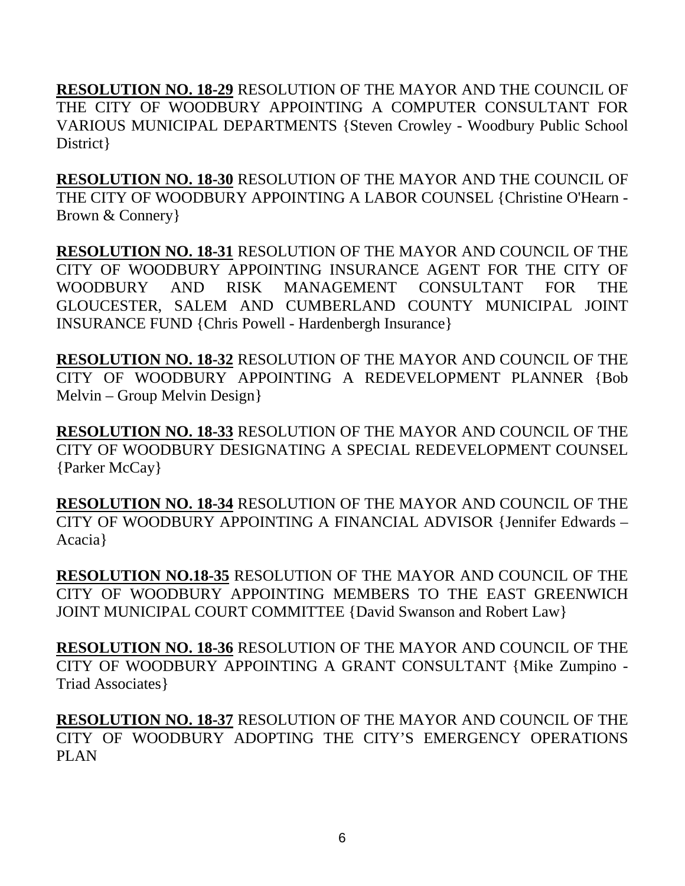**RESOLUTION NO. 18-29** RESOLUTION OF THE MAYOR AND THE COUNCIL OF THE CITY OF WOODBURY APPOINTING A COMPUTER CONSULTANT FOR VARIOUS MUNICIPAL DEPARTMENTS {Steven Crowley - Woodbury Public School District}

**RESOLUTION NO. 18-30** RESOLUTION OF THE MAYOR AND THE COUNCIL OF THE CITY OF WOODBURY APPOINTING A LABOR COUNSEL {Christine O'Hearn - Brown & Connery}

**RESOLUTION NO. 18-31** RESOLUTION OF THE MAYOR AND COUNCIL OF THE CITY OF WOODBURY APPOINTING INSURANCE AGENT FOR THE CITY OF WOODBURY AND RISK MANAGEMENT CONSULTANT FOR THE GLOUCESTER, SALEM AND CUMBERLAND COUNTY MUNICIPAL JOINT INSURANCE FUND {Chris Powell - Hardenbergh Insurance}

**RESOLUTION NO. 18-32** RESOLUTION OF THE MAYOR AND COUNCIL OF THE CITY OF WOODBURY APPOINTING A REDEVELOPMENT PLANNER {Bob Melvin – Group Melvin Design}

**RESOLUTION NO. 18-33** RESOLUTION OF THE MAYOR AND COUNCIL OF THE CITY OF WOODBURY DESIGNATING A SPECIAL REDEVELOPMENT COUNSEL {Parker McCay}

**RESOLUTION NO. 18-34** RESOLUTION OF THE MAYOR AND COUNCIL OF THE CITY OF WOODBURY APPOINTING A FINANCIAL ADVISOR {Jennifer Edwards – Acacia}

**RESOLUTION NO.18-35** RESOLUTION OF THE MAYOR AND COUNCIL OF THE CITY OF WOODBURY APPOINTING MEMBERS TO THE EAST GREENWICH JOINT MUNICIPAL COURT COMMITTEE {David Swanson and Robert Law}

**RESOLUTION NO. 18-36** RESOLUTION OF THE MAYOR AND COUNCIL OF THE CITY OF WOODBURY APPOINTING A GRANT CONSULTANT {Mike Zumpino - Triad Associates}

**RESOLUTION NO. 18-37** RESOLUTION OF THE MAYOR AND COUNCIL OF THE CITY OF WOODBURY ADOPTING THE CITY'S EMERGENCY OPERATIONS PLAN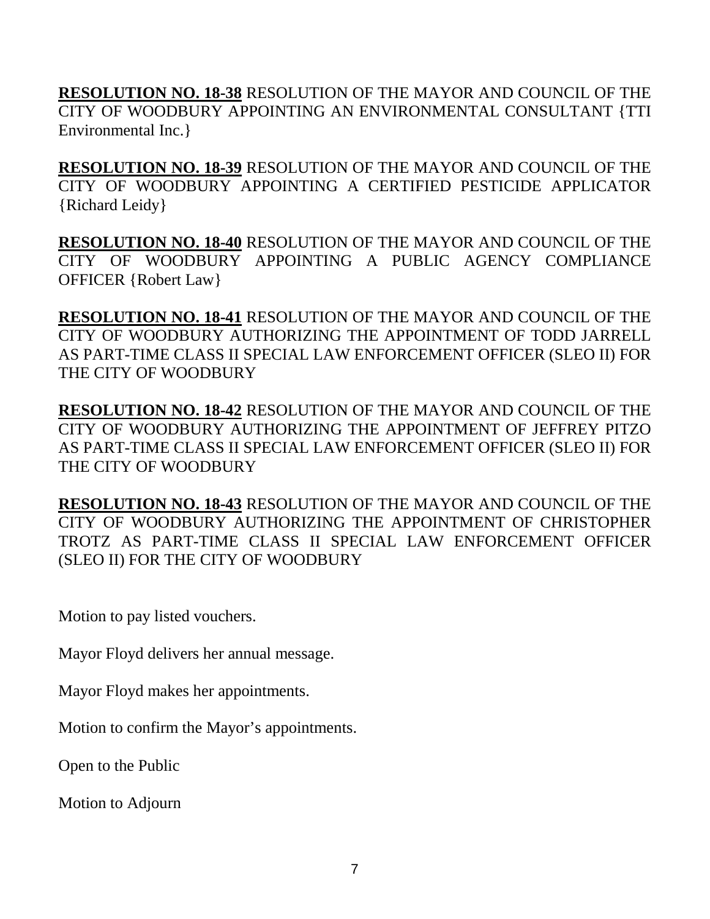**RESOLUTION NO. 18-38** RESOLUTION OF THE MAYOR AND COUNCIL OF THE CITY OF WOODBURY APPOINTING AN ENVIRONMENTAL CONSULTANT {TTI Environmental Inc.}

**RESOLUTION NO. 18-39** RESOLUTION OF THE MAYOR AND COUNCIL OF THE CITY OF WOODBURY APPOINTING A CERTIFIED PESTICIDE APPLICATOR {Richard Leidy}

**RESOLUTION NO. 18-40** RESOLUTION OF THE MAYOR AND COUNCIL OF THE CITY OF WOODBURY APPOINTING A PUBLIC AGENCY COMPLIANCE OFFICER {Robert Law}

**RESOLUTION NO. 18-41** RESOLUTION OF THE MAYOR AND COUNCIL OF THE CITY OF WOODBURY AUTHORIZING THE APPOINTMENT OF TODD JARRELL AS PART-TIME CLASS II SPECIAL LAW ENFORCEMENT OFFICER (SLEO II) FOR THE CITY OF WOODBURY

**RESOLUTION NO. 18-42** RESOLUTION OF THE MAYOR AND COUNCIL OF THE CITY OF WOODBURY AUTHORIZING THE APPOINTMENT OF JEFFREY PITZO AS PART-TIME CLASS II SPECIAL LAW ENFORCEMENT OFFICER (SLEO II) FOR THE CITY OF WOODBURY

**RESOLUTION NO. 18-43** RESOLUTION OF THE MAYOR AND COUNCIL OF THE CITY OF WOODBURY AUTHORIZING THE APPOINTMENT OF CHRISTOPHER TROTZ AS PART-TIME CLASS II SPECIAL LAW ENFORCEMENT OFFICER (SLEO II) FOR THE CITY OF WOODBURY

Motion to pay listed vouchers.

Mayor Floyd delivers her annual message.

Mayor Floyd makes her appointments.

Motion to confirm the Mayor's appointments.

Open to the Public

Motion to Adjourn